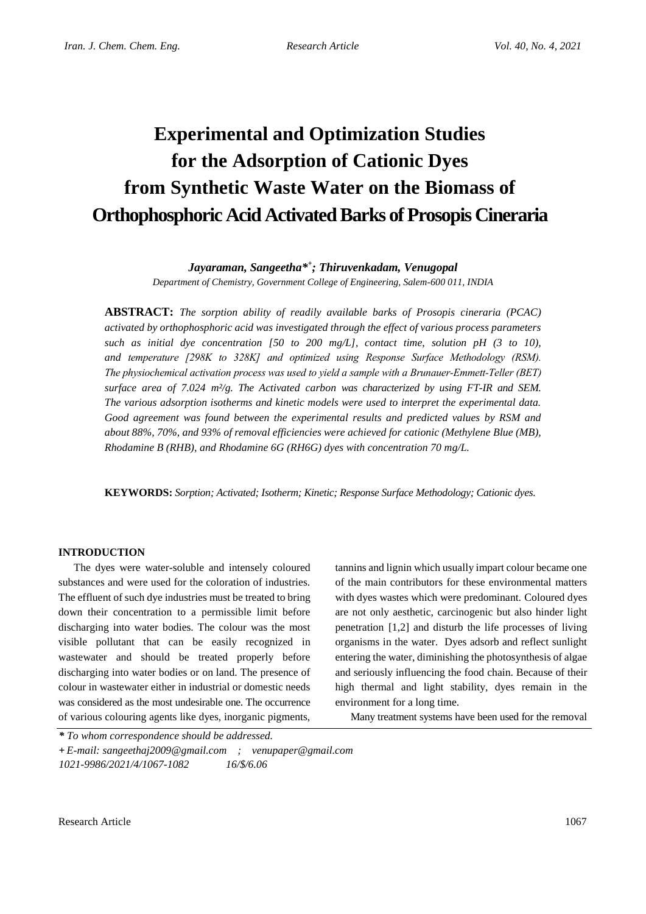# Experimental and Optimization Studies for the Adsorption of Cationic Dyes from Synthetic Waste Water on the Biomass of Orthophosphoric Acid Activated Barks of Prosopis Cineraria

***Jayaraman, Sangeetha*[*+]; Thiruvenkadam, Venugopal***

*Department of Chemistry, Government College of Engineering, Salem-600 011, INDIA*

**ABSTRACT:** *The sorption ability of readily available barks of Prosopis cineraria (PCAC) activated by orthophosphoric acid was investigated through the effect of various process parameters such as initial dye concentration [50 to 200 mg/L], contact time, solution pH (3 to 10), and temperature [298K to 328K] and optimized using Response Surface Methodology (RSM). The physiochemical activation process was used to yield a sample with a Brunauer-Emmett-Teller (BET) surface area of 7.024 m²/g. The Activated carbon was characterized by using FT-IR and SEM. The various adsorption isotherms and kinetic models were used to interpret the experimental data. Good agreement was found between the experimental results and predicted values by RSM and about 88%, 70%, and 93% of removal efficiencies were achieved for cationic (Methylene Blue (MB), Rhodamine B (RHB), and Rhodamine 6G (RH6G) dyes with concentration 70 mg/L.*

**KEYWORDS:** *Sorption; Activated; Isotherm; Kinetic; Response Surface Methodology; Cationic dyes.*

## INTRODUCTION

The dyes were water-soluble and intensely coloured substances and were used for the coloration of industries. The effluent of such dye industries must be treated to bring down their concentration to a permissible limit before discharging into water bodies. The colour was the most visible pollutant that can be easily recognized in wastewater and should be treated properly before discharging into water bodies or on land. The presence of colour in wastewater either in industrial or domestic needs was considered as the most undesirable one. The occurrence of various colouring agents like dyes, inorganic pigments, tannins and lignin which usually impart colour became one of the main contributors for these environmental matters with dyes wastes which were predominant. Coloured dyes are not only aesthetic, carcinogenic but also hinder light penetration [1,2] and disturb the life processes of living organisms in the water. Dyes adsorb and reflect sunlight entering the water, diminishing the photosynthesis of algae and seriously influencing the food chain. Because of their high thermal and light stability, dyes remain in the environment for a long time.

Many treatment systems have been used for the removal

---

*\* To whom correspondence should be addressed.*
*+ E-mail: sangeethaj2009@gmail.com ; venupaper@gmail.com*
*1021-9986/2021/4/1067-1082 16/$/6.06*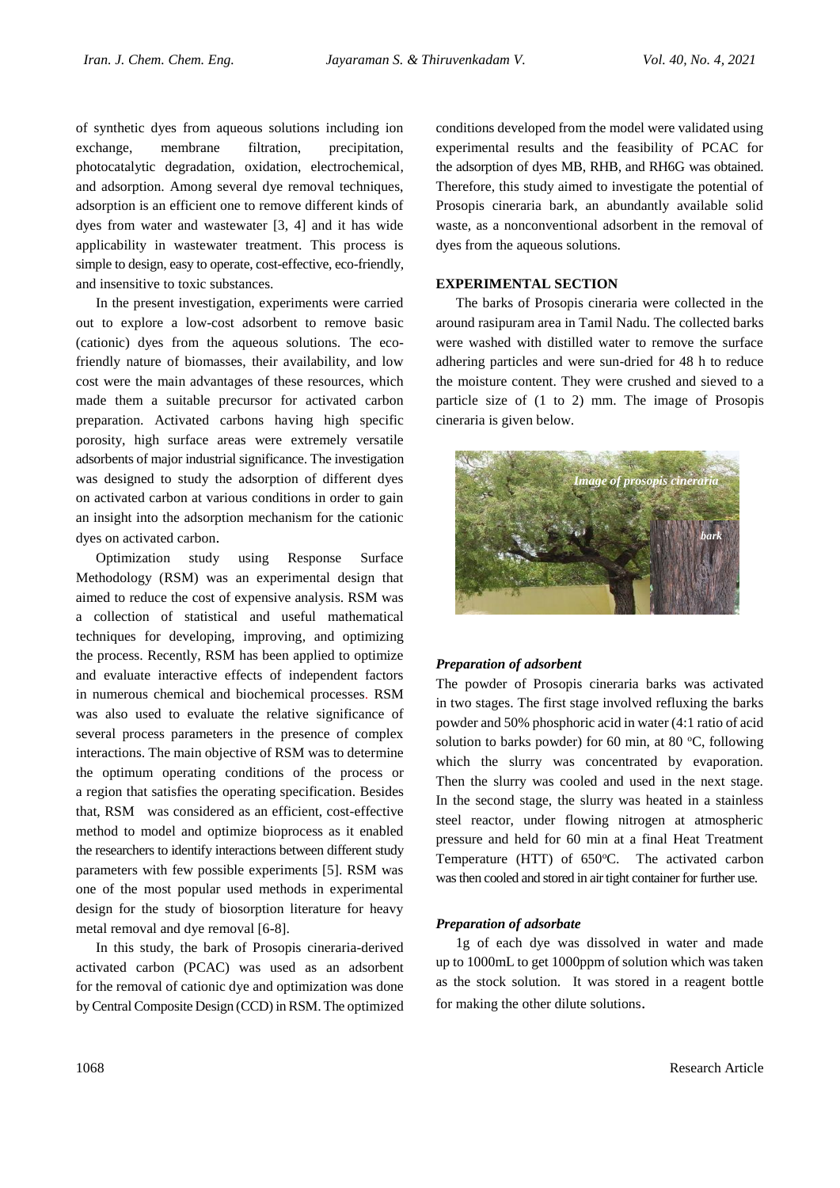of synthetic dyes from aqueous solutions including ion exchange, membrane filtration, precipitation, photocatalytic degradation, oxidation, electrochemical, and adsorption. Among several dye removal techniques, adsorption is an efficient one to remove different kinds of dyes from water and wastewater [3, 4] and it has wide applicability in wastewater treatment. This process is simple to design, easy to operate, cost-effective, eco-friendly, and insensitive to toxic substances.

In the present investigation, experiments were carried out to explore a low-cost adsorbent to remove basic (cationic) dyes from the aqueous solutions. The eco-friendly nature of biomasses, their availability, and low cost were the main advantages of these resources, which made them a suitable precursor for activated carbon preparation. Activated carbons having high specific porosity, high surface areas were extremely versatile adsorbents of major industrial significance. The investigation was designed to study the adsorption of different dyes on activated carbon at various conditions in order to gain an insight into the adsorption mechanism for the cationic dyes on activated carbon.

Optimization study using Response Surface Methodology (RSM) was an experimental design that aimed to reduce the cost of expensive analysis. RSM was a collection of statistical and useful mathematical techniques for developing, improving, and optimizing the process. Recently, RSM has been applied to optimize and evaluate interactive effects of independent factors in numerous chemical and biochemical processes. RSM was also used to evaluate the relative significance of several process parameters in the presence of complex interactions. The main objective of RSM was to determine the optimum operating conditions of the process or a region that satisfies the operating specification. Besides that, RSM was considered as an efficient, cost-effective method to model and optimize bioprocess as it enabled the researchers to identify interactions between different study parameters with few possible experiments [5]. RSM was one of the most popular used methods in experimental design for the study of biosorption literature for heavy metal removal and dye removal [6-8].

In this study, the bark of Prosopis cineraria-derived activated carbon (PCAC) was used as an adsorbent for the removal of cationic dye and optimization was done by Central Composite Design (CCD) in RSM. The optimized conditions developed from the model were validated using experimental results and the feasibility of PCAC for the adsorption of dyes MB, RHB, and RH6G was obtained. Therefore, this study aimed to investigate the potential of Prosopis cineraria bark, an abundantly available solid waste, as a nonconventional adsorbent in the removal of dyes from the aqueous solutions.

## EXPERIMENTAL SECTION

The barks of Prosopis cineraria were collected in the around rasipuram area in Tamil Nadu. The collected barks were washed with distilled water to remove the surface adhering particles and were sun-dried for 48 h to reduce the moisture content. They were crushed and sieved to a particle size of (1 to 2) mm. The image of Prosopis cineraria is given below.

*Image of prosopis cineraria*

*bark*

### *Preparation of adsorbent*

The powder of Prosopis cineraria barks was activated in two stages. The first stage involved refluxing the barks powder and 50% phosphoric acid in water (4:1 ratio of acid solution to barks powder) for 60 min, at 80 °C, following which the slurry was concentrated by evaporation. Then the slurry was cooled and used in the next stage. In the second stage, the slurry was heated in a stainless steel reactor, under flowing nitrogen at atmospheric pressure and held for 60 min at a final Heat Treatment Temperature (HTT) of 650°C. The activated carbon was then cooled and stored in air tight container for further use.

### *Preparation of adsorbate*

1g of each dye was dissolved in water and made up to 1000mL to get 1000ppm of solution which was taken as the stock solution. It was stored in a reagent bottle for making the other dilute solutions.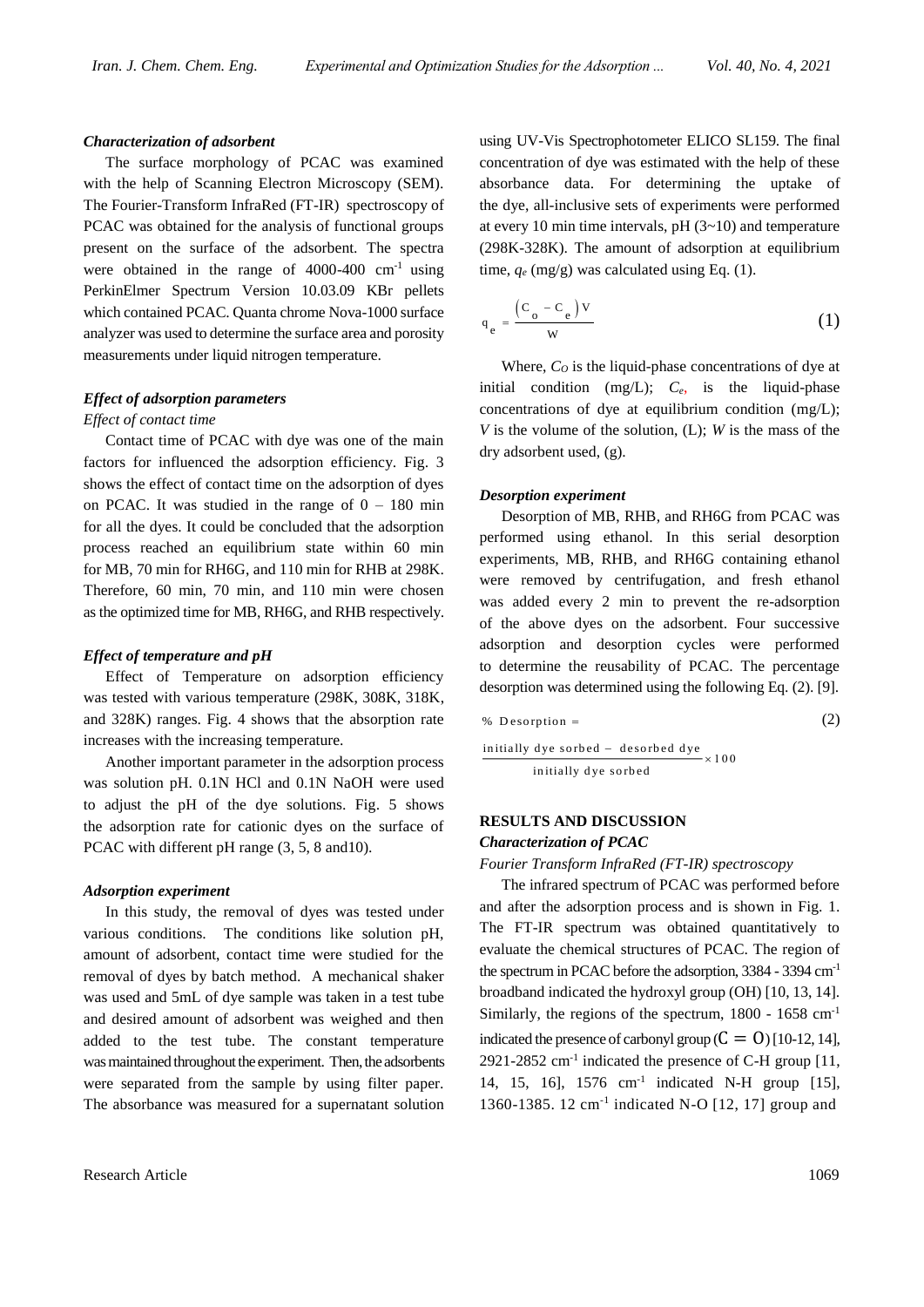### *Characterization of adsorbent*

The surface morphology of PCAC was examined with the help of Scanning Electron Microscopy (SEM). The Fourier-Transform InfraRed (FT-IR) spectroscopy of PCAC was obtained for the analysis of functional groups present on the surface of the adsorbent. The spectra were obtained in the range of 4000-400 $cm^{-1}$ using PerkinElmer Spectrum Version 10.03.09 KBr pellets which contained PCAC. Quanta chrome Nova-1000 surface analyzer was used to determine the surface area and porosity measurements under liquid nitrogen temperature.

### *Effect of adsorption parameters*

*Effect of contact time*

Contact time of PCAC with dye was one of the main factors for influenced the adsorption efficiency. Fig. 3 shows the effect of contact time on the adsorption of dyes on PCAC. It was studied in the range of 0 – 180 min for all the dyes. It could be concluded that the adsorption process reached an equilibrium state within 60 min for MB, 70 min for RH6G, and 110 min for RHB at 298K. Therefore, 60 min, 70 min, and 110 min were chosen as the optimized time for MB, RH6G, and RHB respectively.

### *Effect of temperature and pH*

Effect of Temperature on adsorption efficiency was tested with various temperature (298K, 308K, 318K, and 328K) ranges. Fig. 4 shows that the absorption rate increases with the increasing temperature.

Another important parameter in the adsorption process was solution pH. 0.1N HCl and 0.1N NaOH were used to adjust the pH of the dye solutions. Fig. 5 shows the adsorption rate for cationic dyes on the surface of PCAC with different pH range (3, 5, 8 and10).

### *Adsorption experiment*

In this study, the removal of dyes was tested under various conditions. The conditions like solution pH, amount of adsorbent, contact time were studied for the removal of dyes by batch method. A mechanical shaker was used and 5mL of dye sample was taken in a test tube and desired amount of adsorbent was weighed and then added to the test tube. The constant temperature was maintained throughout the experiment. Then, the adsorbents were separated from the sample by using filter paper. The absorbance was measured for a supernatant solution using UV-Vis Spectrophotometer ELICO SL159. The final concentration of dye was estimated with the help of these absorbance data. For determining the uptake of the dye, all-inclusive sets of experiments were performed at every 10 min time intervals, pH (3~10) and temperature (298K-328K). The amount of adsorption at equilibrium time, $q_e$ (mg/g) was calculated using Eq. (1).

$$q_e = \frac{\left(C_o - C_e\right)V}{W} \tag{1}$$

Where, $C_O$ is the liquid-phase concentrations of dye at initial condition (mg/L); $C_e$, is the liquid-phase concentrations of dye at equilibrium condition (mg/L); $V$ is the volume of the solution, (L); $W$ is the mass of the dry adsorbent used, (g).

### *Desorption experiment*

Desorption of MB, RHB, and RH6G from PCAC was performed using ethanol. In this serial desorption experiments, MB, RHB, and RH6G containing ethanol were removed by centrifugation, and fresh ethanol was added every 2 min to prevent the re-adsorption of the above dyes on the adsorbent. Four successive adsorption and desorption cycles were performed to determine the reusability of PCAC. The percentage desorption was determined using the following Eq. (2). [9].

$$\%\ \text{Desorption} = \frac{\text{initially dye sorbed} - \text{desorbed dye}}{\text{initially dye sorbed}} \times 100 \tag{2}$$

## RESULTS AND DISCUSSION

### *Characterization of PCAC*

*Fourier Transform InfraRed (FT-IR) spectroscopy*

The infrared spectrum of PCAC was performed before and after the adsorption process and is shown in Fig. 1. The FT-IR spectrum was obtained quantitatively to evaluate the chemical structures of PCAC. The region of the spectrum in PCAC before the adsorption, 3384 - 3394 $cm^{-1}$ broadband indicated the hydroxyl group (OH) [10, 13, 14]. Similarly, the regions of the spectrum, 1800 - 1658 $cm^{-1}$ indicated the presence of carbonyl group ($C=O$) [10-12, 14], 2921-2852 $cm^{-1}$ indicated the presence of C-H group [11, 14, 15, 16], 1576 $cm^{-1}$ indicated N-H group [15], 1360-1385. 12 $cm^{-1}$ indicated N-O [12, 17] group and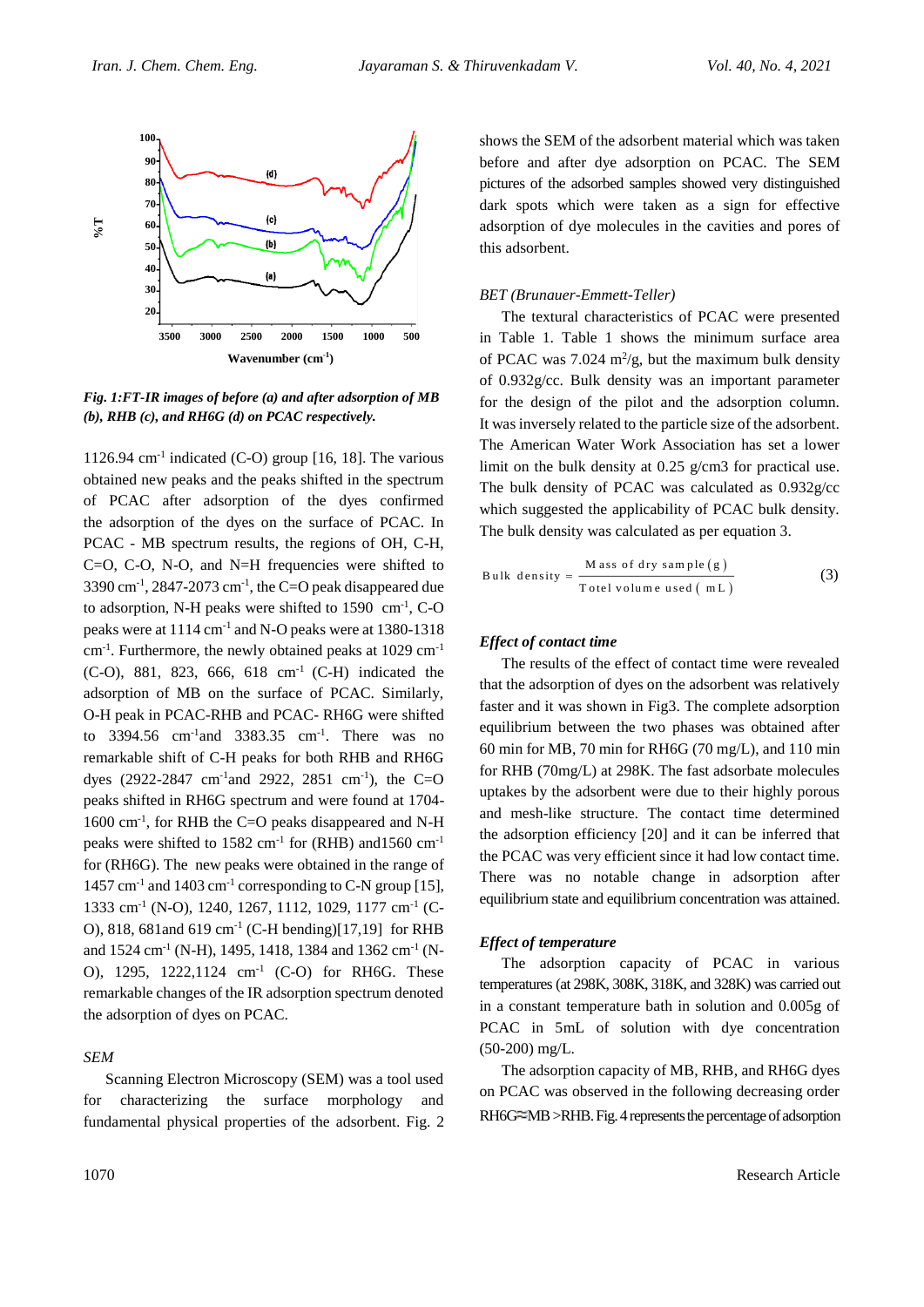*Fig. 1:FT-IR images of before (a) and after adsorption of MB (b), RHB (c), and RH6G (d) on PCAC respectively.*

1126.94 cm$^{-1}$ indicated (C-O) group [16, 18]. The various obtained new peaks and the peaks shifted in the spectrum of PCAC after adsorption of the dyes confirmed the adsorption of the dyes on the surface of PCAC. In PCAC - MB spectrum results, the regions of OH, C-H, C=O, C-O, N-O, and N=H frequencies were shifted to 3390 cm$^{-1}$, 2847-2073 cm$^{-1}$, the C=O peak disappeared due to adsorption, N-H peaks were shifted to 1590 cm$^{-1}$, C-O peaks were at 1114 cm$^{-1}$ and N-O peaks were at 1380-1318 cm$^{-1}$. Furthermore, the newly obtained peaks at 1029 cm$^{-1}$ (C-O), 881, 823, 666, 618 cm$^{-1}$ (C-H) indicated the adsorption of MB on the surface of PCAC. Similarly, O-H peak in PCAC-RHB and PCAC- RH6G were shifted to 3394.56 cm$^{-1}$and 3383.35 cm$^{-1}$. There was no remarkable shift of C-H peaks for both RHB and RH6G dyes (2922-2847 cm$^{-1}$and 2922, 2851 cm$^{-1}$), the C=O peaks shifted in RH6G spectrum and were found at 1704-1600 cm$^{-1}$, for RHB the C=O peaks disappeared and N-H peaks were shifted to 1582 cm$^{-1}$ for (RHB) and1560 cm$^{-1}$ for (RH6G). The new peaks were obtained in the range of 1457 cm$^{-1}$ and 1403 cm$^{-1}$ corresponding to C-N group [15], 1333 cm$^{-1}$ (N-O), 1240, 1267, 1112, 1029, 1177 cm$^{-1}$ (C-O), 818, 681and 619 cm$^{-1}$ (C-H bending)[17,19] for RHB and 1524 cm$^{-1}$ (N-H), 1495, 1418, 1384 and 1362 cm$^{-1}$ (N-O), 1295, 1222,1124 cm$^{-1}$ (C-O) for RH6G. These remarkable changes of the IR adsorption spectrum denoted the adsorption of dyes on PCAC.

### *SEM*

Scanning Electron Microscopy (SEM) was a tool used for characterizing the surface morphology and fundamental physical properties of the adsorbent. Fig. 2 shows the SEM of the adsorbent material which was taken before and after dye adsorption on PCAC. The SEM pictures of the adsorbed samples showed very distinguished dark spots which were taken as a sign for effective adsorption of dye molecules in the cavities and pores of this adsorbent.

### *BET (Brunauer-Emmett-Teller)*

The textural characteristics of PCAC were presented in Table 1. Table 1 shows the minimum surface area of PCAC was 7.024 m$^2$/g, but the maximum bulk density of 0.932g/cc. Bulk density was an important parameter for the design of the pilot and the adsorption column. It was inversely related to the particle size of the adsorbent. The American Water Work Association has set a lower limit on the bulk density at 0.25 g/cm3 for practical use. The bulk density of PCAC was calculated as 0.932g/cc which suggested the applicability of PCAC bulk density. The bulk density was calculated as per equation 3.

$$\text{Bulk density} = \frac{\text{Mass of dry sample (g)}}{\text{Totel volume used ( mL )}} \tag{3}$$

### ***Effect of contact time***

The results of the effect of contact time were revealed that the adsorption of dyes on the adsorbent was relatively faster and it was shown in Fig3. The complete adsorption equilibrium between the two phases was obtained after 60 min for MB, 70 min for RH6G (70 mg/L), and 110 min for RHB (70mg/L) at 298K. The fast adsorbate molecules uptakes by the adsorbent were due to their highly porous and mesh-like structure. The contact time determined the adsorption efficiency [20] and it can be inferred that the PCAC was very efficient since it had low contact time. There was no notable change in adsorption after equilibrium state and equilibrium concentration was attained.

### ***Effect of temperature***

The adsorption capacity of PCAC in various temperatures (at 298K, 308K, 318K, and 328K) was carried out in a constant temperature bath in solution and 0.005g of PCAC in 5mL of solution with dye concentration (50-200) mg/L.

The adsorption capacity of MB, RHB, and RH6G dyes on PCAC was observed in the following decreasing order RH6G≈MB >RHB. Fig. 4 represents the percentage of adsorption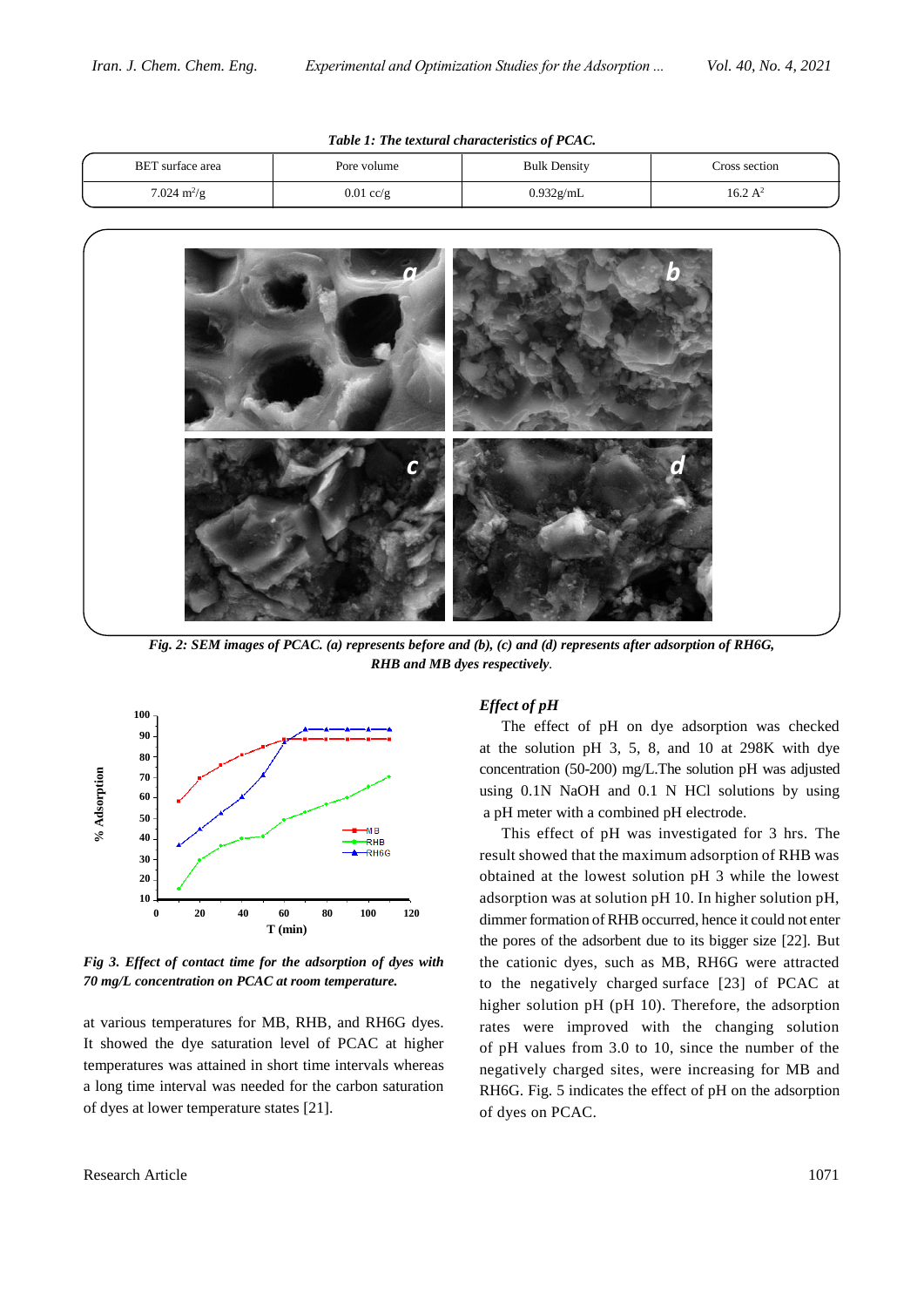*Table 1: The textural characteristics of PCAC.*

| BET surface area | Pore volume | Bulk Density | Cross section |
|---|---|---|---|
| 7.024 $m^2/g$ | 0.01 cc/g | 0.932g/mL | 16.2 $A^2$ |

*Fig. 2: SEM images of PCAC. (a) represents before and (b), (c) and (d) represents after adsorption of RH6G, RHB and MB dyes respectively.*

*Fig 3. Effect of contact time for the adsorption of dyes with 70 mg/L concentration on PCAC at room temperature.*

at various temperatures for MB, RHB, and RH6G dyes. It showed the dye saturation level of PCAC at higher temperatures was attained in short time intervals whereas a long time interval was needed for the carbon saturation of dyes at lower temperature states [21].

### *Effect of pH*

The effect of pH on dye adsorption was checked at the solution pH 3, 5, 8, and 10 at 298K with dye concentration (50-200) mg/L.The solution pH was adjusted using 0.1N NaOH and 0.1 N HCl solutions by using a pH meter with a combined pH electrode.

This effect of pH was investigated for 3 hrs. The result showed that the maximum adsorption of RHB was obtained at the lowest solution pH 3 while the lowest adsorption was at solution pH 10. In higher solution pH, dimmer formation of RHB occurred, hence it could not enter the pores of the adsorbent due to its bigger size [22]. But the cationic dyes, such as MB, RH6G were attracted to the negatively charged surface [23] of PCAC at higher solution pH (pH 10). Therefore, the adsorption rates were improved with the changing solution of pH values from 3.0 to 10, since the number of the negatively charged sites, were increasing for MB and RH6G. Fig. 5 indicates the effect of pH on the adsorption of dyes on PCAC.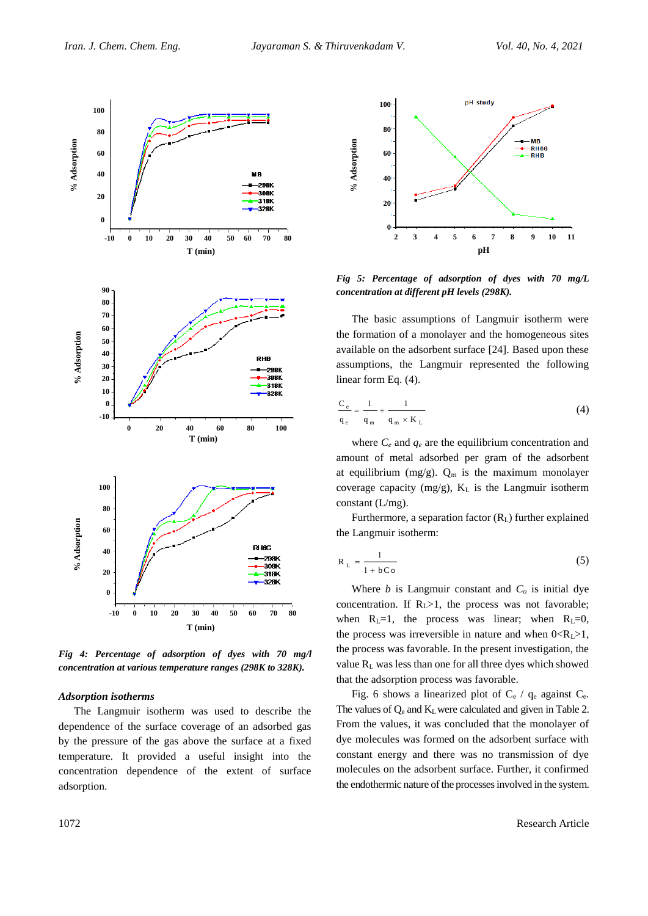*Fig 4: Percentage of adsorption of dyes with 70 mg/l concentration at various temperature ranges (298K to 328K).*

*Fig 5: Percentage of adsorption of dyes with 70 mg/L concentration at different pH levels (298K).*

### *Adsorption isotherms*

The Langmuir isotherm was used to describe the dependence of the surface coverage of an adsorbed gas by the pressure of the gas above the surface at a fixed temperature. It provided a useful insight into the concentration dependence of the extent of surface adsorption.

The basic assumptions of Langmuir isotherm were the formation of a monolayer and the homogeneous sites available on the adsorbent surface [24]. Based upon these assumptions, the Langmuir represented the following linear form Eq. (4).

$$\frac{C_e}{q_e} = \frac{1}{q_m} + \frac{1}{q_m \times K_L} \tag{4}$$

where $C_e$ and $q_e$ are the equilibrium concentration and amount of metal adsorbed per gram of the adsorbent at equilibrium (mg/g). $Q_m$ is the maximum monolayer coverage capacity (mg/g), $K_L$ is the Langmuir isotherm constant (L/mg).

Furthermore, a separation factor ($R_L$) further explained the Langmuir isotherm:

$$R_L = \frac{1}{1 + bC_o} \tag{5}$$

Where $b$ is Langmuir constant and $C_o$ is initial dye concentration. If $R_L>1$, the process was not favorable; when $R_L=1$, the process was linear; when $R_L=0$, the process was irreversible in nature and when $0<R_L>1$, the process was favorable. In the present investigation, the value $R_L$ was less than one for all three dyes which showed that the adsorption process was favorable.

Fig. 6 shows a linearized plot of $C_e$ / $q_e$ against $C_e$. The values of $Q_e$ and $K_L$ were calculated and given in Table 2. From the values, it was concluded that the monolayer of dye molecules was formed on the adsorbent surface with constant energy and there was no transmission of dye molecules on the adsorbent surface. Further, it confirmed the endothermic nature of the processes involved in the system.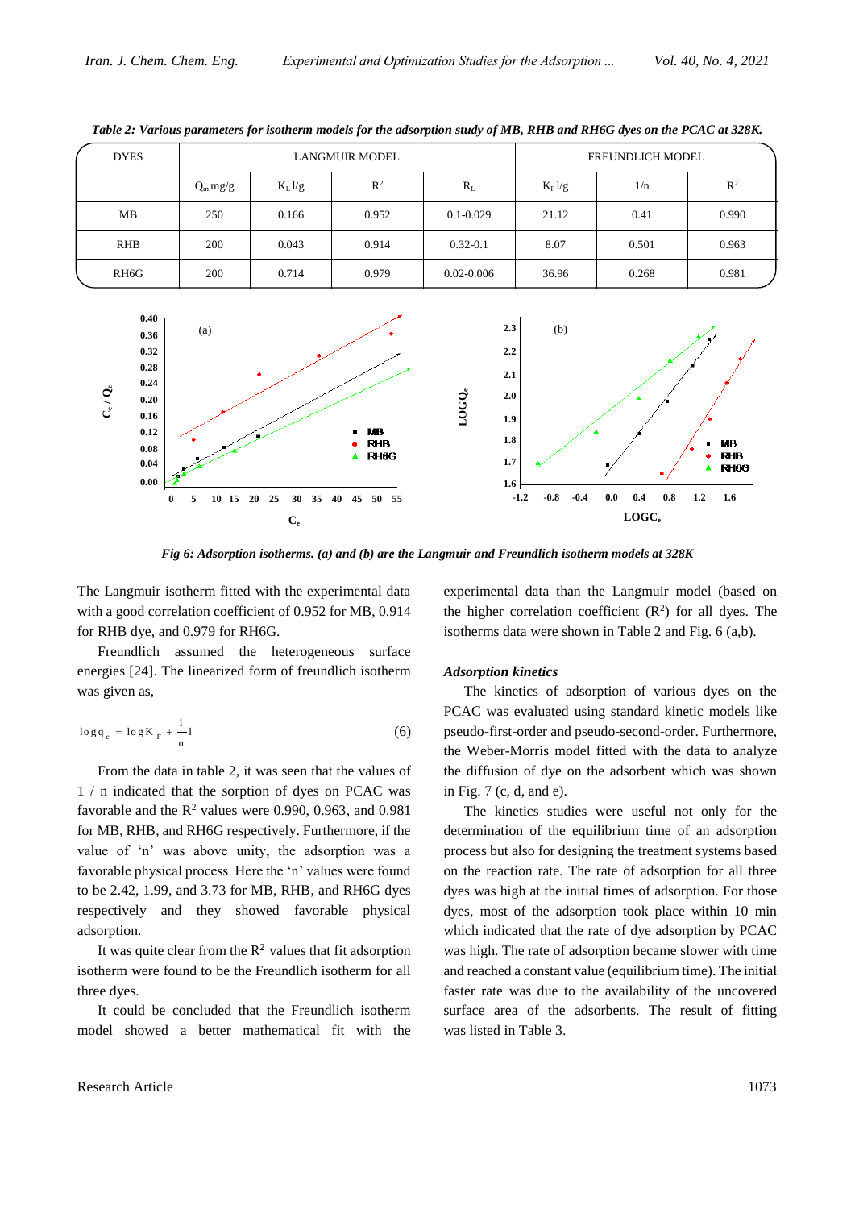*Table 2: Various parameters for isotherm models for the adsorption study of MB, RHB and RH6G dyes on the PCAC at 328K.*

| DYES | LANGMUIR MODEL | | | | FREUNDLICH MODEL | | |
|---|---|---|---|---|---|---|---|
| | $Q_m$ mg/g | $K_L$ l/g | $R^2$ | $R_L$ | $K_F$ l/g | 1/n | $R^2$ |
| MB | 250 | 0.166 | 0.952 | 0.1-0.029 | 21.12 | 0.41 | 0.990 |
| RHB | 200 | 0.043 | 0.914 | 0.32-0.1 | 8.07 | 0.501 | 0.963 |
| RH6G | 200 | 0.714 | 0.979 | 0.02-0.006 | 36.96 | 0.268 | 0.981 |

*Fig 6: Adsorption isotherms. (a) and (b) are the Langmuir and Freundlich isotherm models at 328K*

The Langmuir isotherm fitted with the experimental data with a good correlation coefficient of 0.952 for MB, 0.914 for RHB dye, and 0.979 for RH6G.

Freundlich assumed the heterogeneous surface energies [24]. The linearized form of freundlich isotherm was given as,

$$\log q_e = \log K_F + \frac{1}{n} l \quad (6)$$

From the data in table 2, it was seen that the values of 1 / n indicated that the sorption of dyes on PCAC was favorable and the $R^2$ values were 0.990, 0.963, and 0.981 for MB, RHB, and RH6G respectively. Furthermore, if the value of 'n' was above unity, the adsorption was a favorable physical process. Here the 'n' values were found to be 2.42, 1.99, and 3.73 for MB, RHB, and RH6G dyes respectively and they showed favorable physical adsorption.

It was quite clear from the $R^2$ values that fit adsorption isotherm were found to be the Freundlich isotherm for all three dyes.

It could be concluded that the Freundlich isotherm model showed a better mathematical fit with the experimental data than the Langmuir model (based on the higher correlation coefficient ($R^2$) for all dyes. The isotherms data were shown in Table 2 and Fig. 6 (a,b).

### *Adsorption kinetics*

The kinetics of adsorption of various dyes on the PCAC was evaluated using standard kinetic models like pseudo-first-order and pseudo-second-order. Furthermore, the Weber-Morris model fitted with the data to analyze the diffusion of dye on the adsorbent which was shown in Fig. 7 (c, d, and e).

The kinetics studies were useful not only for the determination of the equilibrium time of an adsorption process but also for designing the treatment systems based on the reaction rate. The rate of adsorption for all three dyes was high at the initial times of adsorption. For those dyes, most of the adsorption took place within 10 min which indicated that the rate of dye adsorption by PCAC was high. The rate of adsorption became slower with time and reached a constant value (equilibrium time). The initial faster rate was due to the availability of the uncovered surface area of the adsorbents. The result of fitting was listed in Table 3.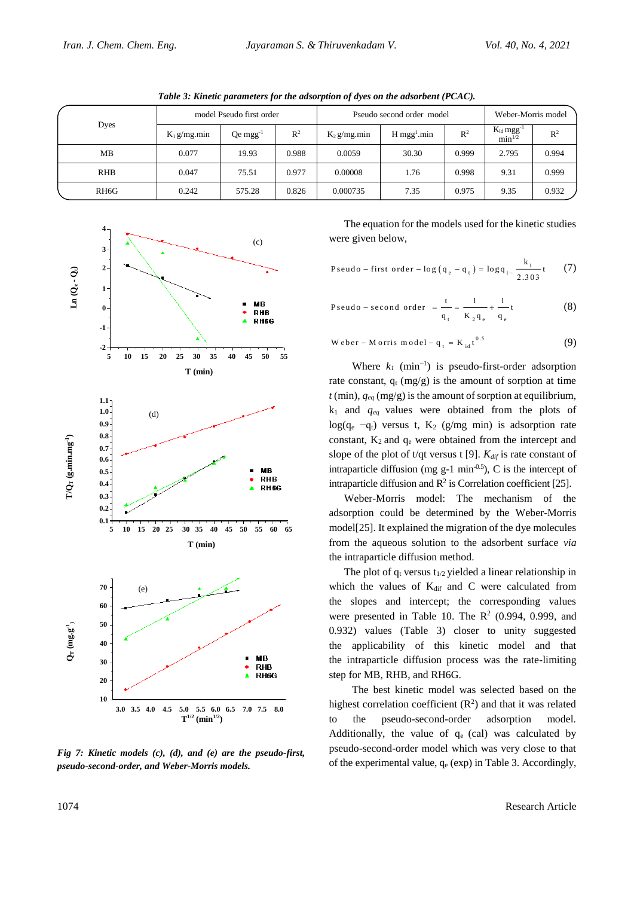*Table 3: Kinetic parameters for the adsorption of dyes on the adsorbent (PCAC).*

| Dyes | model Pseudo first order | | | Pseudo second order model | | | Weber-Morris model | |
|---|---|---|---|---|---|---|---|---|
| | $K_1$ g/mg.min | Qe $mgg^{-1}$ | $R^2$ | $K_2$ g/mg.min | H $mgg^1$.min | $R^2$ | $K_{id}$ $mgg^{-1}$ $min^{1/2}$ | $R^2$ |
| MB | 0.077 | 19.93 | 0.988 | 0.0059 | 30.30 | 0.999 | 2.795 | 0.994 |
| RHB | 0.047 | 75.51 | 0.977 | 0.00008 | 1.76 | 0.998 | 9.31 | 0.999 |
| RH6G | 0.242 | 575.28 | 0.826 | 0.000735 | 7.35 | 0.975 | 9.35 | 0.932 |

*Fig 7: Kinetic models (c), (d), and (e) are the pseudo-first, pseudo-second-order, and Weber-Morris models.*

The equation for the models used for the kinetic studies were given below,

$$\text{Pseudo-first order} - \log(q_e - q_t) = \log q_t - \frac{k_1}{2.303}t \quad (7)$$

$$\text{Pseudo-second order} \quad = \frac{t}{q_t} = \frac{1}{K_2 q_e} + \frac{1}{q_e}t \quad (8)$$

$$\text{Weber-Morris model} - q_t = K_{id} t^{0.5} \quad (9)$$

Where $k_1$ ($min^{-1}$) is pseudo-first-order adsorption rate constant, $q_t$ (mg/g) is the amount of sorption at time $t$ (min), $q_{eq}$ (mg/g) is the amount of sorption at equilibrium, $k_1$ and $q_{eq}$ values were obtained from the plots of $\log(q_e - q_t)$ versus t, $K_2$ (g/mg min) is adsorption rate constant, $K_2$ and $q_e$ were obtained from the intercept and slope of the plot of t/qt versus t [9]. $K_{dif}$ is rate constant of intraparticle diffusion (mg g-1 $min^{-0.5}$), C is the intercept of intraparticle diffusion and $R^2$ is Correlation coefficient [25].

Weber-Morris model: The mechanism of the adsorption could be determined by the Weber-Morris model[25]. It explained the migration of the dye molecules from the aqueous solution to the adsorbent surface *via* the intraparticle diffusion method.

The plot of $q_t$ versus $t_{1/2}$ yielded a linear relationship in which the values of $K_{dif}$ and C were calculated from the slopes and intercept; the corresponding values were presented in Table 10. The $R^2$ (0.994, 0.999, and 0.932) values (Table 3) closer to unity suggested the applicability of this kinetic model and that the intraparticle diffusion process was the rate-limiting step for MB, RHB, and RH6G.

The best kinetic model was selected based on the highest correlation coefficient ($R^2$) and that it was related to the pseudo-second-order adsorption model. Additionally, the value of $q_e$ (cal) was calculated by pseudo-second-order model which was very close to that of the experimental value, $q_e$ (exp) in Table 3. Accordingly,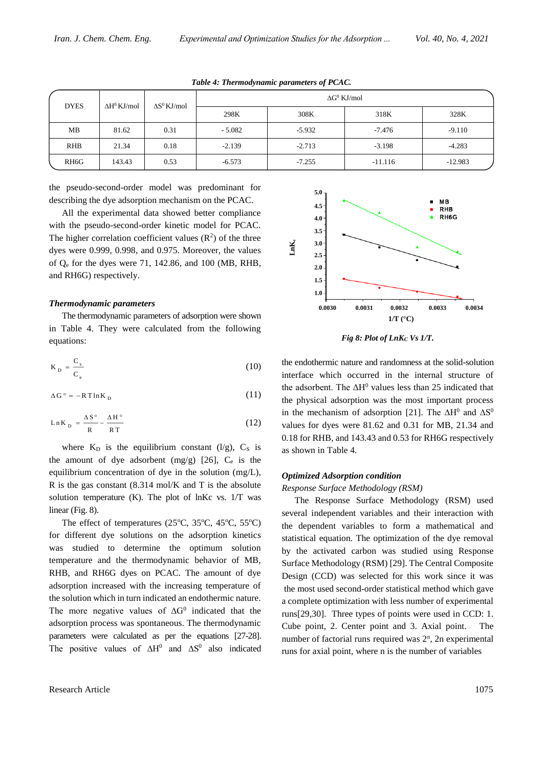*Table 4: Thermodynamic parameters of PCAC.*

| DYES | $\Delta H^0$ KJ/mol | $\Delta S^0$ KJ/mol | $\Delta G^0$ KJ/mol | | | |
|---|---|---|---|---|---|---|
| | | | 298K | 308K | 318K | 328K |
| MB | 81.62 | 0.31 | - 5.082 | -5.932 | -7.476 | -9.110 |
| RHB | 21.34 | 0.18 | -2.139 | -2.713 | -3.198 | -4.283 |
| RH6G | 143.43 | 0.53 | -6.573 | -7.255 | -11.116 | -12.983 |

the pseudo-second-order model was predominant for describing the dye adsorption mechanism on the PCAC.

All the experimental data showed better compliance with the pseudo-second-order kinetic model for PCAC. The higher correlation coefficient values ($R^2$) of the three dyes were 0.999, 0.998, and 0.975. Moreover, the values of $Q_e$ for the dyes were 71, 142.86, and 100 (MB, RHB, and RH6G) respectively.

### *Thermodynamic parameters*

The thermodynamic parameters of adsorption were shown in Table 4. They were calculated from the following equations:

$$K_D = \frac{C_s}{C_e} \tag{10}$$

$$\Delta G^\circ = -RT\ln K_D \tag{11}$$

$$\ln K_D = \frac{\Delta S^\circ}{R} - \frac{\Delta H^\circ}{RT} \tag{12}$$

where $K_D$ is the equilibrium constant (l/g), $C_S$ is the amount of dye adsorbent (mg/g) [26], $C_e$ is the equilibrium concentration of dye in the solution (mg/L), R is the gas constant (8.314 mol/K and T is the absolute solution temperature (K). The plot of lnKc vs. 1/T was linear (Fig. 8).

The effect of temperatures (25°C, 35°C, 45°C, 55°C) for different dye solutions on the adsorption kinetics was studied to determine the optimum solution temperature and the thermodynamic behavior of MB, RHB, and RH6G dyes on PCAC. The amount of dye adsorption increased with the increasing temperature of the solution which in turn indicated an endothermic nature. The more negative values of $\Delta G^0$ indicated that the adsorption process was spontaneous. The thermodynamic parameters were calculated as per the equations [27-28]. The positive values of $\Delta H^0$ and $\Delta S^0$ also indicated

*Fig 8: Plot of $LnK_C$ Vs 1/T.*

the endothermic nature and randomness at the solid-solution interface which occurred in the internal structure of the adsorbent. The $\Delta H^0$ values less than 25 indicated that the physical adsorption was the most important process in the mechanism of adsorption [21]. The $\Delta H^0$ and $\Delta S^0$ values for dyes were 81.62 and 0.31 for MB, 21.34 and 0.18 for RHB, and 143.43 and 0.53 for RH6G respectively as shown in Table 4.

### *Optimized Adsorption condition*

*Response Surface Methodology (RSM)*

The Response Surface Methodology (RSM) used several independent variables and their interaction with the dependent variables to form a mathematical and statistical equation. The optimization of the dye removal by the activated carbon was studied using Response Surface Methodology (RSM) [29]. The Central Composite Design (CCD) was selected for this work since it was the most used second-order statistical method which gave a complete optimization with less number of experimental runs[29,30]. Three types of points were used in CCD: 1. Cube point, 2. Center point and 3. Axial point. The number of factorial runs required was $2^n$, 2n experimental runs for axial point, where n is the number of variables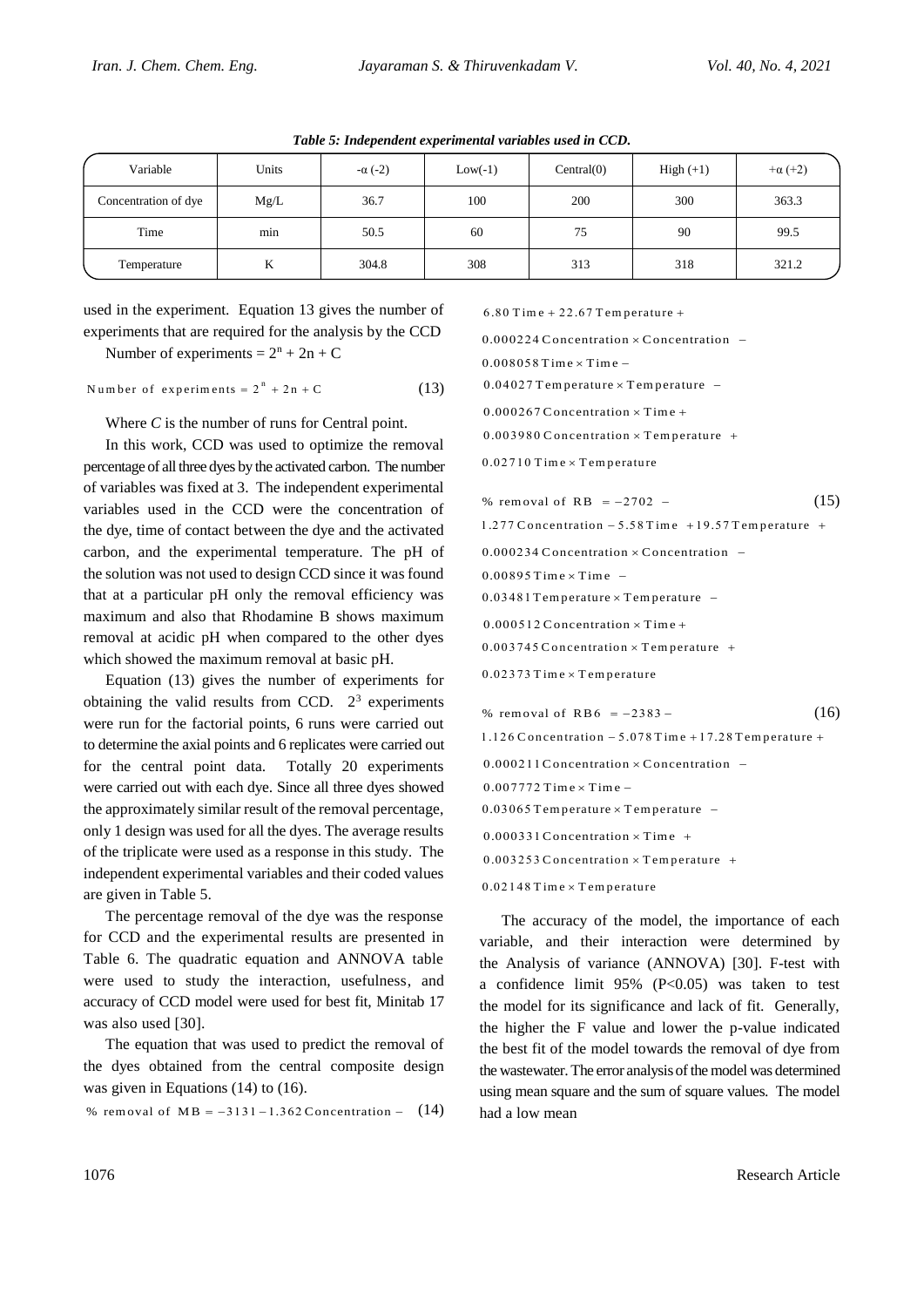*Table 5: Independent experimental variables used in CCD.*

| Variable | Units | -α (-2) | Low(-1) | Central(0) | High (+1) | +α (+2) |
|---|---|---|---|---|---|---|
| Concentration of dye | Mg/L | 36.7 | 100 | 200 | 300 | 363.3 |
| Time | min | 50.5 | 60 | 75 | 90 | 99.5 |
| Temperature | K | 304.8 | 308 | 313 | 318 | 321.2 |

used in the experiment. Equation 13 gives the number of experiments that are required for the analysis by the CCD

Number of experiments = $2^n + 2n + C$

$$\text{Number of experiments} = 2^n + 2n + C \tag{13}$$

Where *C* is the number of runs for Central point.

In this work, CCD was used to optimize the removal percentage of all three dyes by the activated carbon. The number of variables was fixed at 3. The independent experimental variables used in the CCD were the concentration of the dye, time of contact between the dye and the activated carbon, and the experimental temperature. The pH of the solution was not used to design CCD since it was found that at a particular pH only the removal efficiency was maximum and also that Rhodamine B shows maximum removal at acidic pH when compared to the other dyes which showed the maximum removal at basic pH.

Equation (13) gives the number of experiments for obtaining the valid results from CCD. $2^3$ experiments were run for the factorial points, 6 runs were carried out to determine the axial points and 6 replicates were carried out for the central point data. Totally 20 experiments were carried out with each dye. Since all three dyes showed the approximately similar result of the removal percentage, only 1 design was used for all the dyes. The average results of the triplicate were used as a response in this study. The independent experimental variables and their coded values are given in Table 5.

The percentage removal of the dye was the response for CCD and the experimental results are presented in Table 6. The quadratic equation and ANNOVA table were used to study the interaction, usefulness, and accuracy of CCD model were used for best fit, Minitab 17 was also used [30].

The equation that was used to predict the removal of the dyes obtained from the central composite design was given in Equations (14) to (16).

$$\begin{aligned}\%\ \text{removal of MB} = &-3131 - 1.362\,\text{Concentration} - 6.80\,\text{Time} + 22.67\,\text{Temperature} + \\ &0.000224\,\text{Concentration} \times \text{Concentration} - \\ &0.008058\,\text{Time} \times \text{Time} - \\ &0.04027\,\text{Temperature} \times \text{Temperature} - \\ &0.000267\,\text{Concentration} \times \text{Time} + \\ &0.003980\,\text{Concentration} \times \text{Temperature} + \\ &0.02710\,\text{Time} \times \text{Temperature}\end{aligned} \tag{14}$$

$$\begin{aligned}\%\ \text{removal of RB} = &-2702 - \\ &1.277\,\text{Concentration} - 5.58\,\text{Time} + 19.57\,\text{Temperature} + \\ &0.000234\,\text{Concentration} \times \text{Concentration} - \\ &0.00895\,\text{Time} \times \text{Time} - \\ &0.03481\,\text{Temperature} \times \text{Temperature} - \\ &0.000512\,\text{Concentration} \times \text{Time} + \\ &0.003745\,\text{Concentration} \times \text{Temperature} + \\ &0.02373\,\text{Time} \times \text{Temperature}\end{aligned} \tag{15}$$

$$\begin{aligned}\%\ \text{removal of RB6} = &-2383 - \\ &1.126\,\text{Concentration} - 5.078\,\text{Time} + 17.28\,\text{Temperature} + \\ &0.000211\,\text{Concentration} \times \text{Concentration} - \\ &0.007772\,\text{Time} \times \text{Time} - \\ &0.03065\,\text{Temperature} \times \text{Temperature} - \\ &0.000331\,\text{Concentration} \times \text{Time} + \\ &0.003253\,\text{Concentration} \times \text{Temperature} + \\ &0.02148\,\text{Time} \times \text{Temperature}\end{aligned} \tag{16}$$

The accuracy of the model, the importance of each variable, and their interaction were determined by the Analysis of variance (ANNOVA) [30]. F-test with a confidence limit 95% ($P<0.05$) was taken to test the model for its significance and lack of fit. Generally, the higher the F value and lower the p-value indicated the best fit of the model towards the removal of dye from the wastewater. The error analysis of the model was determined using mean square and the sum of square values. The model had a low mean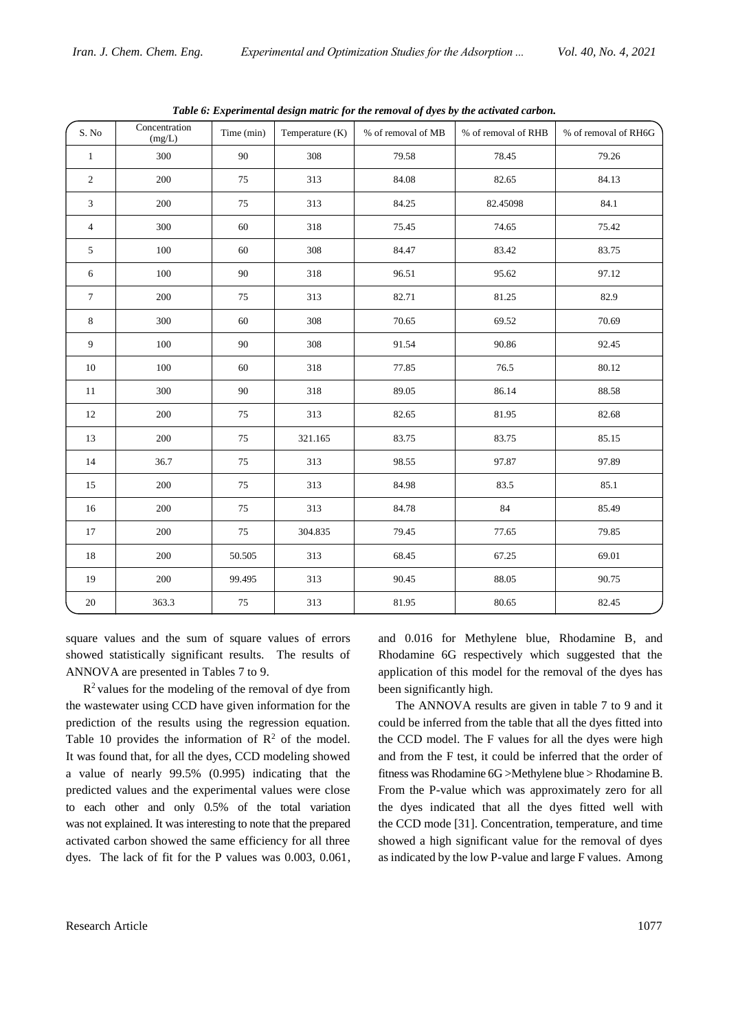*Table 6: Experimental design matric for the removal of dyes by the activated carbon.*

| S. No | Concentration (mg/L) | Time (min) | Temperature (K) | % of removal of MB | % of removal of RHB | % of removal of RH6G |
|---|---|---|---|---|---|---|
| 1 | 300 | 90 | 308 | 79.58 | 78.45 | 79.26 |
| 2 | 200 | 75 | 313 | 84.08 | 82.65 | 84.13 |
| 3 | 200 | 75 | 313 | 84.25 | 82.45098 | 84.1 |
| 4 | 300 | 60 | 318 | 75.45 | 74.65 | 75.42 |
| 5 | 100 | 60 | 308 | 84.47 | 83.42 | 83.75 |
| 6 | 100 | 90 | 318 | 96.51 | 95.62 | 97.12 |
| 7 | 200 | 75 | 313 | 82.71 | 81.25 | 82.9 |
| 8 | 300 | 60 | 308 | 70.65 | 69.52 | 70.69 |
| 9 | 100 | 90 | 308 | 91.54 | 90.86 | 92.45 |
| 10 | 100 | 60 | 318 | 77.85 | 76.5 | 80.12 |
| 11 | 300 | 90 | 318 | 89.05 | 86.14 | 88.58 |
| 12 | 200 | 75 | 313 | 82.65 | 81.95 | 82.68 |
| 13 | 200 | 75 | 321.165 | 83.75 | 83.75 | 85.15 |
| 14 | 36.7 | 75 | 313 | 98.55 | 97.87 | 97.89 |
| 15 | 200 | 75 | 313 | 84.98 | 83.5 | 85.1 |
| 16 | 200 | 75 | 313 | 84.78 | 84 | 85.49 |
| 17 | 200 | 75 | 304.835 | 79.45 | 77.65 | 79.85 |
| 18 | 200 | 50.505 | 313 | 68.45 | 67.25 | 69.01 |
| 19 | 200 | 99.495 | 313 | 90.45 | 88.05 | 90.75 |
| 20 | 363.3 | 75 | 313 | 81.95 | 80.65 | 82.45 |

square values and the sum of square values of errors showed statistically significant results. The results of ANNOVA are presented in Tables 7 to 9.

$R^2$ values for the modeling of the removal of dye from the wastewater using CCD have given information for the prediction of the results using the regression equation. Table 10 provides the information of $R^2$ of the model. It was found that, for all the dyes, CCD modeling showed a value of nearly 99.5% (0.995) indicating that the predicted values and the experimental values were close to each other and only 0.5% of the total variation was not explained. It was interesting to note that the prepared activated carbon showed the same efficiency for all three dyes. The lack of fit for the P values was 0.003, 0.061, and 0.016 for Methylene blue, Rhodamine B, and Rhodamine 6G respectively which suggested that the application of this model for the removal of the dyes has been significantly high.

The ANNOVA results are given in table 7 to 9 and it could be inferred from the table that all the dyes fitted into the CCD model. The F values for all the dyes were high and from the F test, it could be inferred that the order of fitness was Rhodamine 6G >Methylene blue > Rhodamine B. From the P-value which was approximately zero for all the dyes indicated that all the dyes fitted well with the CCD mode [31]. Concentration, temperature, and time showed a high significant value for the removal of dyes as indicated by the low P-value and large F values. Among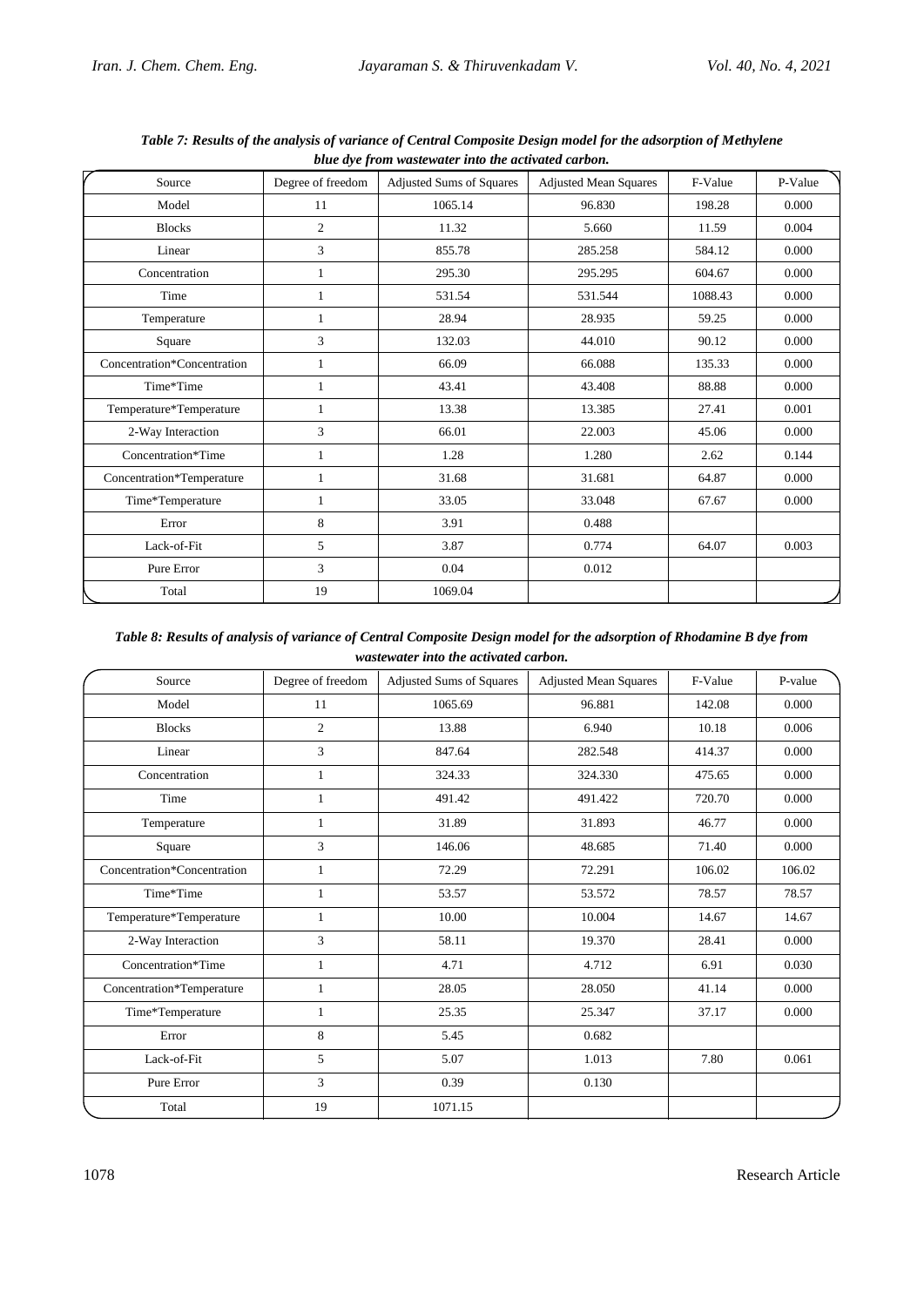***Table 7: Results of the analysis of variance of Central Composite Design model for the adsorption of Methylene blue dye from wastewater into the activated carbon.***

| Source | Degree of freedom | Adjusted Sums of Squares | Adjusted Mean Squares | F-Value | P-Value |
|---|---|---|---|---|---|
| Model | 11 | 1065.14 | 96.830 | 198.28 | 0.000 |
| Blocks | 2 | 11.32 | 5.660 | 11.59 | 0.004 |
| Linear | 3 | 855.78 | 285.258 | 584.12 | 0.000 |
| Concentration | 1 | 295.30 | 295.295 | 604.67 | 0.000 |
| Time | 1 | 531.54 | 531.544 | 1088.43 | 0.000 |
| Temperature | 1 | 28.94 | 28.935 | 59.25 | 0.000 |
| Square | 3 | 132.03 | 44.010 | 90.12 | 0.000 |
| Concentration*Concentration | 1 | 66.09 | 66.088 | 135.33 | 0.000 |
| Time*Time | 1 | 43.41 | 43.408 | 88.88 | 0.000 |
| Temperature*Temperature | 1 | 13.38 | 13.385 | 27.41 | 0.001 |
| 2-Way Interaction | 3 | 66.01 | 22.003 | 45.06 | 0.000 |
| Concentration*Time | 1 | 1.28 | 1.280 | 2.62 | 0.144 |
| Concentration*Temperature | 1 | 31.68 | 31.681 | 64.87 | 0.000 |
| Time*Temperature | 1 | 33.05 | 33.048 | 67.67 | 0.000 |
| Error | 8 | 3.91 | 0.488 | | |
| Lack-of-Fit | 5 | 3.87 | 0.774 | 64.07 | 0.003 |
| Pure Error | 3 | 0.04 | 0.012 | | |
| Total | 19 | 1069.04 | | | |

***Table 8: Results of analysis of variance of Central Composite Design model for the adsorption of Rhodamine B dye from wastewater into the activated carbon.***

| Source | Degree of freedom | Adjusted Sums of Squares | Adjusted Mean Squares | F-Value | P-value |
|---|---|---|---|---|---|
| Model | 11 | 1065.69 | 96.881 | 142.08 | 0.000 |
| Blocks | 2 | 13.88 | 6.940 | 10.18 | 0.006 |
| Linear | 3 | 847.64 | 282.548 | 414.37 | 0.000 |
| Concentration | 1 | 324.33 | 324.330 | 475.65 | 0.000 |
| Time | 1 | 491.42 | 491.422 | 720.70 | 0.000 |
| Temperature | 1 | 31.89 | 31.893 | 46.77 | 0.000 |
| Square | 3 | 146.06 | 48.685 | 71.40 | 0.000 |
| Concentration*Concentration | 1 | 72.29 | 72.291 | 106.02 | 106.02 |
| Time*Time | 1 | 53.57 | 53.572 | 78.57 | 78.57 |
| Temperature*Temperature | 1 | 10.00 | 10.004 | 14.67 | 14.67 |
| 2-Way Interaction | 3 | 58.11 | 19.370 | 28.41 | 0.000 |
| Concentration*Time | 1 | 4.71 | 4.712 | 6.91 | 0.030 |
| Concentration*Temperature | 1 | 28.05 | 28.050 | 41.14 | 0.000 |
| Time*Temperature | 1 | 25.35 | 25.347 | 37.17 | 0.000 |
| Error | 8 | 5.45 | 0.682 | | |
| Lack-of-Fit | 5 | 5.07 | 1.013 | 7.80 | 0.061 |
| Pure Error | 3 | 0.39 | 0.130 | | |
| Total | 19 | 1071.15 | | | |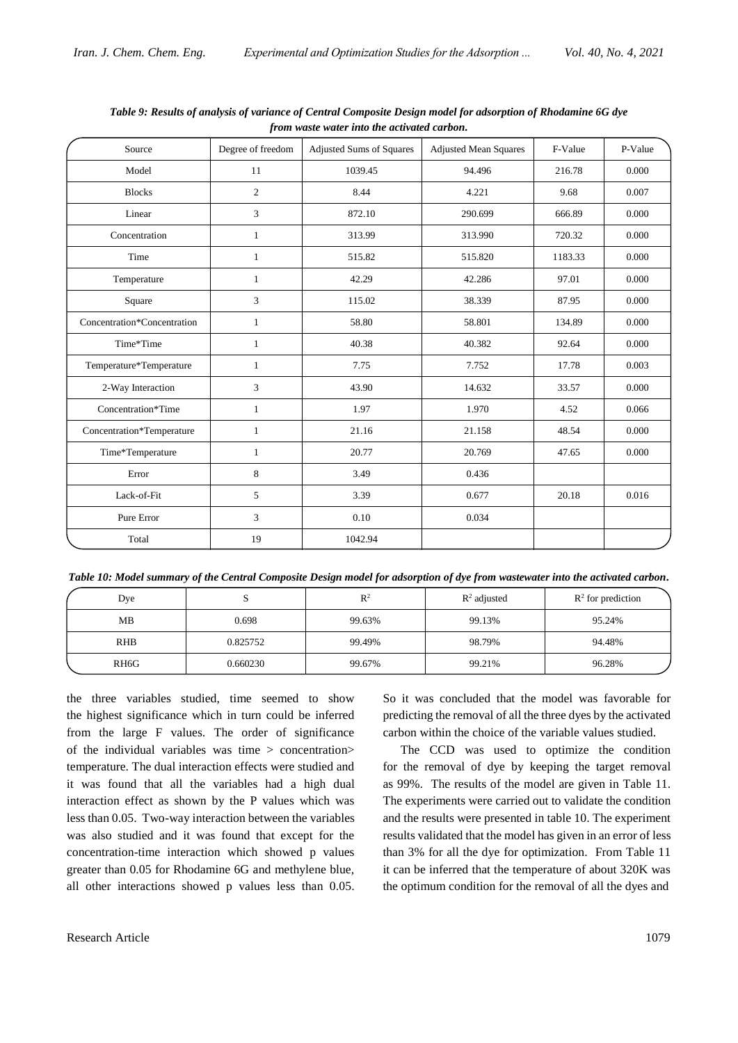*Table 9: Results of analysis of variance of Central Composite Design model for adsorption of Rhodamine 6G dye from waste water into the activated carbon.*

| Source | Degree of freedom | Adjusted Sums of Squares | Adjusted Mean Squares | F-Value | P-Value |
|---|---|---|---|---|---|
| Model | 11 | 1039.45 | 94.496 | 216.78 | 0.000 |
| Blocks | 2 | 8.44 | 4.221 | 9.68 | 0.007 |
| Linear | 3 | 872.10 | 290.699 | 666.89 | 0.000 |
| Concentration | 1 | 313.99 | 313.990 | 720.32 | 0.000 |
| Time | 1 | 515.82 | 515.820 | 1183.33 | 0.000 |
| Temperature | 1 | 42.29 | 42.286 | 97.01 | 0.000 |
| Square | 3 | 115.02 | 38.339 | 87.95 | 0.000 |
| Concentration*Concentration | 1 | 58.80 | 58.801 | 134.89 | 0.000 |
| Time*Time | 1 | 40.38 | 40.382 | 92.64 | 0.000 |
| Temperature*Temperature | 1 | 7.75 | 7.752 | 17.78 | 0.003 |
| 2-Way Interaction | 3 | 43.90 | 14.632 | 33.57 | 0.000 |
| Concentration*Time | 1 | 1.97 | 1.970 | 4.52 | 0.066 |
| Concentration*Temperature | 1 | 21.16 | 21.158 | 48.54 | 0.000 |
| Time*Temperature | 1 | 20.77 | 20.769 | 47.65 | 0.000 |
| Error | 8 | 3.49 | 0.436 | | |
| Lack-of-Fit | 5 | 3.39 | 0.677 | 20.18 | 0.016 |
| Pure Error | 3 | 0.10 | 0.034 | | |
| Total | 19 | 1042.94 | | | |

*Table 10: Model summary of the Central Composite Design model for adsorption of dye from wastewater into the activated carbon.*

| Dye | S | $R^2$ | $R^2$ adjusted | $R^2$ for prediction |
|---|---|---|---|---|
| MB | 0.698 | 99.63% | 99.13% | 95.24% |
| RHB | 0.825752 | 99.49% | 98.79% | 94.48% |
| RH6G | 0.660230 | 99.67% | 99.21% | 96.28% |

the three variables studied, time seemed to show the highest significance which in turn could be inferred from the large F values. The order of significance of the individual variables was time > concentration> temperature. The dual interaction effects were studied and it was found that all the variables had a high dual interaction effect as shown by the P values which was less than 0.05. Two-way interaction between the variables was also studied and it was found that except for the concentration-time interaction which showed p values greater than 0.05 for Rhodamine 6G and methylene blue, all other interactions showed p values less than 0.05. So it was concluded that the model was favorable for predicting the removal of all the three dyes by the activated carbon within the choice of the variable values studied.

The CCD was used to optimize the condition for the removal of dye by keeping the target removal as 99%. The results of the model are given in Table 11. The experiments were carried out to validate the condition and the results were presented in table 10. The experiment results validated that the model has given in an error of less than 3% for all the dye for optimization. From Table 11 it can be inferred that the temperature of about 320K was the optimum condition for the removal of all the dyes and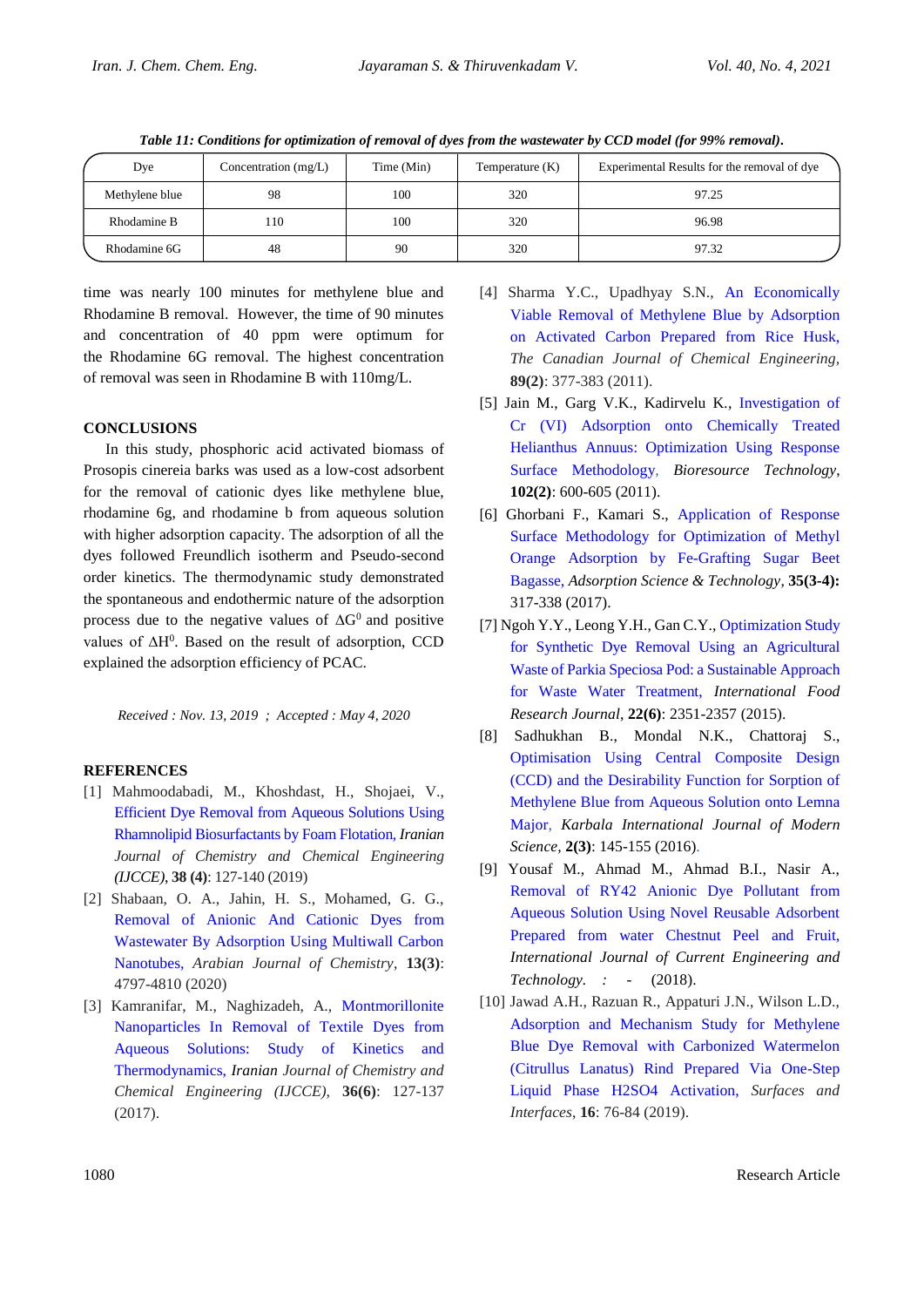*Table 11: Conditions for optimization of removal of dyes from the wastewater by CCD model (for 99% removal).*

| Dye | Concentration (mg/L) | Time (Min) | Temperature (K) | Experimental Results for the removal of dye |
|---|---|---|---|---|
| Methylene blue | 98 | 100 | 320 | 97.25 |
| Rhodamine B | 110 | 100 | 320 | 96.98 |
| Rhodamine 6G | 48 | 90 | 320 | 97.32 |

time was nearly 100 minutes for methylene blue and Rhodamine B removal. However, the time of 90 minutes and concentration of 40 ppm were optimum for the Rhodamine 6G removal. The highest concentration of removal was seen in Rhodamine B with 110mg/L.

## CONCLUSIONS

In this study, phosphoric acid activated biomass of Prosopis cinereia barks was used as a low-cost adsorbent for the removal of cationic dyes like methylene blue, rhodamine 6g, and rhodamine b from aqueous solution with higher adsorption capacity. The adsorption of all the dyes followed Freundlich isotherm and Pseudo-second order kinetics. The thermodynamic study demonstrated the spontaneous and endothermic nature of the adsorption process due to the negative values of $\Delta G^0$ and positive values of $\Delta H^0$. Based on the result of adsorption, CCD explained the adsorption efficiency of PCAC.

*Received : Nov. 13, 2019 ; Accepted : May 4, 2020*

## REFERENCES

[1] Mahmoodabadi, M., Khoshdast, H., Shojaei, V., Efficient Dye Removal from Aqueous Solutions Using Rhamnolipid Biosurfactants by Foam Flotation, *Iranian Journal of Chemistry and Chemical Engineering (IJCCE)*, **38 (4)**: 127-140 (2019)

[2] Shabaan, O. A., Jahin, H. S., Mohamed, G. G., Removal of Anionic And Cationic Dyes from Wastewater By Adsorption Using Multiwall Carbon Nanotubes, *Arabian Journal of Chemistry*, **13(3)**: 4797-4810 (2020)

[3] Kamranifar, M., Naghizadeh, A., Montmorillonite Nanoparticles In Removal of Textile Dyes from Aqueous Solutions: Study of Kinetics and Thermodynamics, *Iranian Journal of Chemistry and Chemical Engineering (IJCCE)*, **36(6)**: 127-137 (2017).

[4] Sharma Y.C., Upadhyay S.N., An Economically Viable Removal of Methylene Blue by Adsorption on Activated Carbon Prepared from Rice Husk, *The Canadian Journal of Chemical Engineering*, **89(2)**: 377-383 (2011).

[5] Jain M., Garg V.K., Kadirvelu K., Investigation of Cr (VI) Adsorption onto Chemically Treated Helianthus Annuus: Optimization Using Response Surface Methodology, *Bioresource Technology*, **102(2)**: 600-605 (2011).

[6] Ghorbani F., Kamari S., Application of Response Surface Methodology for Optimization of Methyl Orange Adsorption by Fe-Grafting Sugar Beet Bagasse, *Adsorption Science & Technology*, **35(3-4):** 317-338 (2017).

[7] Ngoh Y.Y., Leong Y.H., Gan C.Y., Optimization Study for Synthetic Dye Removal Using an Agricultural Waste of Parkia Speciosa Pod: a Sustainable Approach for Waste Water Treatment, *International Food Research Journal*, **22(6)**: 2351-2357 (2015).

[8] Sadhukhan B., Mondal N.K., Chattoraj S., Optimisation Using Central Composite Design (CCD) and the Desirability Function for Sorption of Methylene Blue from Aqueous Solution onto Lemna Major, *Karbala International Journal of Modern Science*, **2(3)**: 145-155 (2016).

[9] Yousaf M., Ahmad M., Ahmad B.I., Nasir A., Removal of RY42 Anionic Dye Pollutant from Aqueous Solution Using Novel Reusable Adsorbent Prepared from water Chestnut Peel and Fruit, *International Journal of Current Engineering and Technology*. : - (2018).

[10] Jawad A.H., Razuan R., Appaturi J.N., Wilson L.D., Adsorption and Mechanism Study for Methylene Blue Dye Removal with Carbonized Watermelon (Citrullus Lanatus) Rind Prepared Via One-Step Liquid Phase H2SO4 Activation, *Surfaces and Interfaces*, **16**: 76-84 (2019).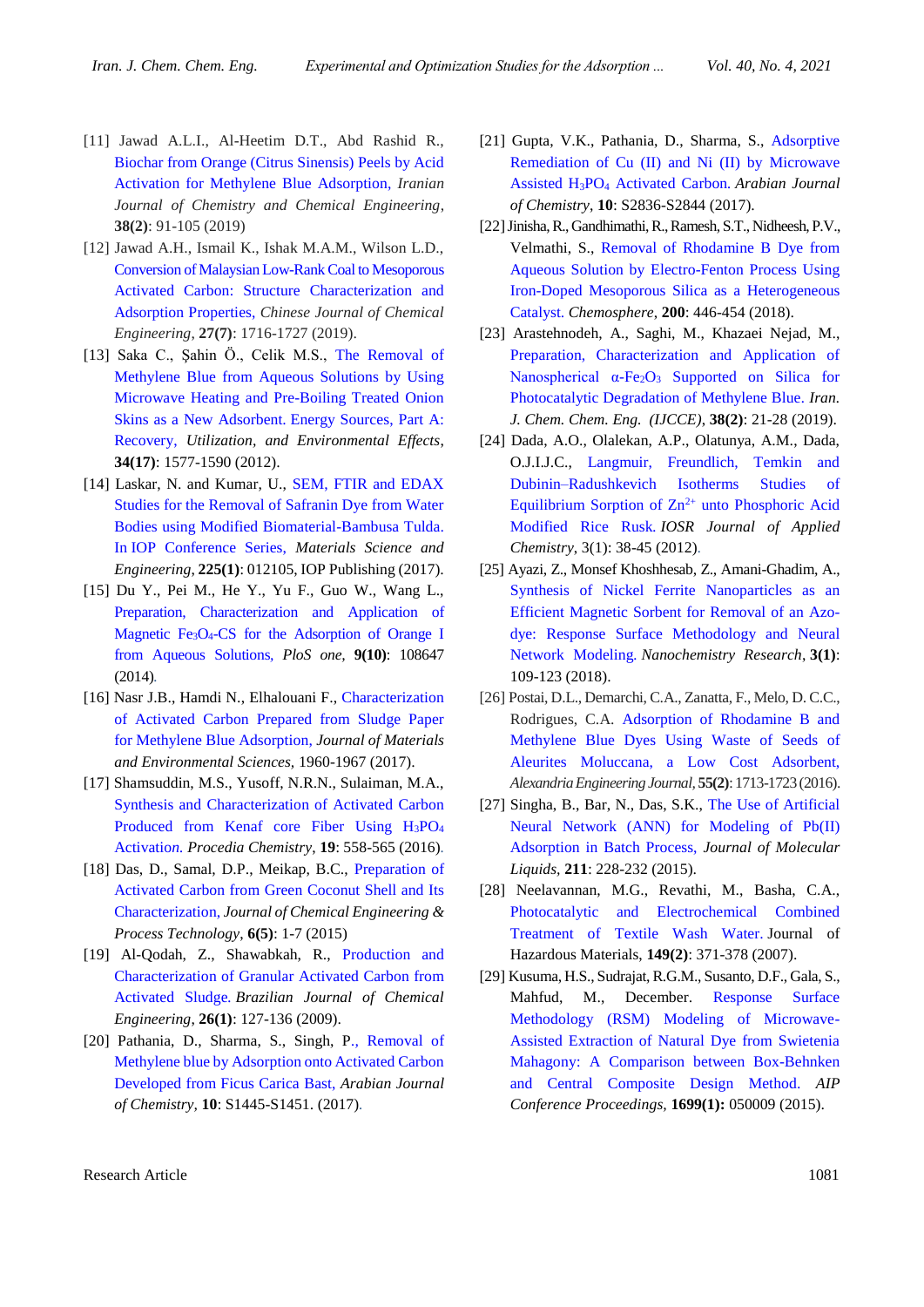[11] Jawad A.L.I., Al-Heetim D.T., Abd Rashid R., Biochar from Orange (Citrus Sinensis) Peels by Acid Activation for Methylene Blue Adsorption, *Iranian Journal of Chemistry and Chemical Engineering*, **38(2)**: 91-105 (2019)

[12] Jawad A.H., Ismail K., Ishak M.A.M., Wilson L.D., Conversion of Malaysian Low-Rank Coal to Mesoporous Activated Carbon: Structure Characterization and Adsorption Properties, *Chinese Journal of Chemical Engineering*, **27(7)**: 1716-1727 (2019).

[13] Saka C., Şahin Ö., Celik M.S., The Removal of Methylene Blue from Aqueous Solutions by Using Microwave Heating and Pre-Boiling Treated Onion Skins as a New Adsorbent. Energy Sources, Part A: Recovery, *Utilization, and Environmental Effects*, **34(17)**: 1577-1590 (2012).

[14] Laskar, N. and Kumar, U., SEM, FTIR and EDAX Studies for the Removal of Safranin Dye from Water Bodies using Modified Biomaterial-Bambusa Tulda. In IOP Conference Series, *Materials Science and Engineering*, **225(1)**: 012105, IOP Publishing (2017).

[15] Du Y., Pei M., He Y., Yu F., Guo W., Wang L., Preparation, Characterization and Application of Magnetic $Fe_3O_4$-CS for the Adsorption of Orange I from Aqueous Solutions, *PloS one*, **9(10)**: 108647 (2014).

[16] Nasr J.B., Hamdi N., Elhalouani F., Characterization of Activated Carbon Prepared from Sludge Paper for Methylene Blue Adsorption, *Journal of Materials and Environmental Sciences*, 1960-1967 (2017).

[17] Shamsuddin, M.S., Yusoff, N.R.N., Sulaiman, M.A., Synthesis and Characterization of Activated Carbon Produced from Kenaf core Fiber Using $H_3PO_4$ Activation. *Procedia Chemistry*, **19**: 558-565 (2016).

[18] Das, D., Samal, D.P., Meikap, B.C., Preparation of Activated Carbon from Green Coconut Shell and Its Characterization, *Journal of Chemical Engineering & Process Technology*, **6(5)**: 1-7 (2015)

[19] Al-Qodah, Z., Shawabkah, R., Production and Characterization of Granular Activated Carbon from Activated Sludge. *Brazilian Journal of Chemical Engineering*, **26(1)**: 127-136 (2009).

[20] Pathania, D., Sharma, S., Singh, P., Removal of Methylene blue by Adsorption onto Activated Carbon Developed from Ficus Carica Bast, *Arabian Journal of Chemistry*, **10**: S1445-S1451. (2017).

[21] Gupta, V.K., Pathania, D., Sharma, S., Adsorptive Remediation of Cu (II) and Ni (II) by Microwave Assisted $H_3PO_4$ Activated Carbon. *Arabian Journal of Chemistry*, **10**: S2836-S2844 (2017).

[22] Jinisha, R., Gandhimathi, R., Ramesh, S.T., Nidheesh, P.V., Velmathi, S., Removal of Rhodamine B Dye from Aqueous Solution by Electro-Fenton Process Using Iron-Doped Mesoporous Silica as a Heterogeneous Catalyst. *Chemosphere*, **200**: 446-454 (2018).

[23] Arastehnodeh, A., Saghi, M., Khazaei Nejad, M., Preparation, Characterization and Application of Nanospherical α-$Fe_2O_3$ Supported on Silica for Photocatalytic Degradation of Methylene Blue. *Iran. J. Chem. Chem. Eng. (IJCCE)*, **38(2)**: 21-28 (2019).

[24] Dada, A.O., Olalekan, A.P., Olatunya, A.M., Dada, O.J.I.J.C., Langmuir, Freundlich, Temkin and Dubinin–Radushkevich Isotherms Studies of Equilibrium Sorption of $Zn^{2+}$ unto Phosphoric Acid Modified Rice Rusk. *IOSR Journal of Applied Chemistry*, 3(1): 38-45 (2012).

[25] Ayazi, Z., Monsef Khoshhesab, Z., Amani-Ghadim, A., Synthesis of Nickel Ferrite Nanoparticles as an Efficient Magnetic Sorbent for Removal of an Azo-dye: Response Surface Methodology and Neural Network Modeling. *Nanochemistry Research*, **3(1)**: 109-123 (2018).

[26] Postai, D.L., Demarchi, C.A., Zanatta, F., Melo, D.C.C., Rodrigues, C.A. Adsorption of Rhodamine B and Methylene Blue Dyes Using Waste of Seeds of Aleurites Moluccana, a Low Cost Adsorbent, *Alexandria Engineering Journal*, **55(2)**: 1713-1723 (2016).

[27] Singha, B., Bar, N., Das, S.K., The Use of Artificial Neural Network (ANN) for Modeling of Pb(II) Adsorption in Batch Process, *Journal of Molecular Liquids*, **211**: 228-232 (2015).

[28] Neelavannan, M.G., Revathi, M., Basha, C.A., Photocatalytic and Electrochemical Combined Treatment of Textile Wash Water. Journal of Hazardous Materials, **149(2)**: 371-378 (2007).

[29] Kusuma, H.S., Sudrajat, R.G.M., Susanto, D.F., Gala, S., Mahfud, M., December. Response Surface Methodology (RSM) Modeling of Microwave-Assisted Extraction of Natural Dye from Swietenia Mahagony: A Comparison between Box-Behnken and Central Composite Design Method. *AIP Conference Proceedings*, **1699(1):** 050009 (2015).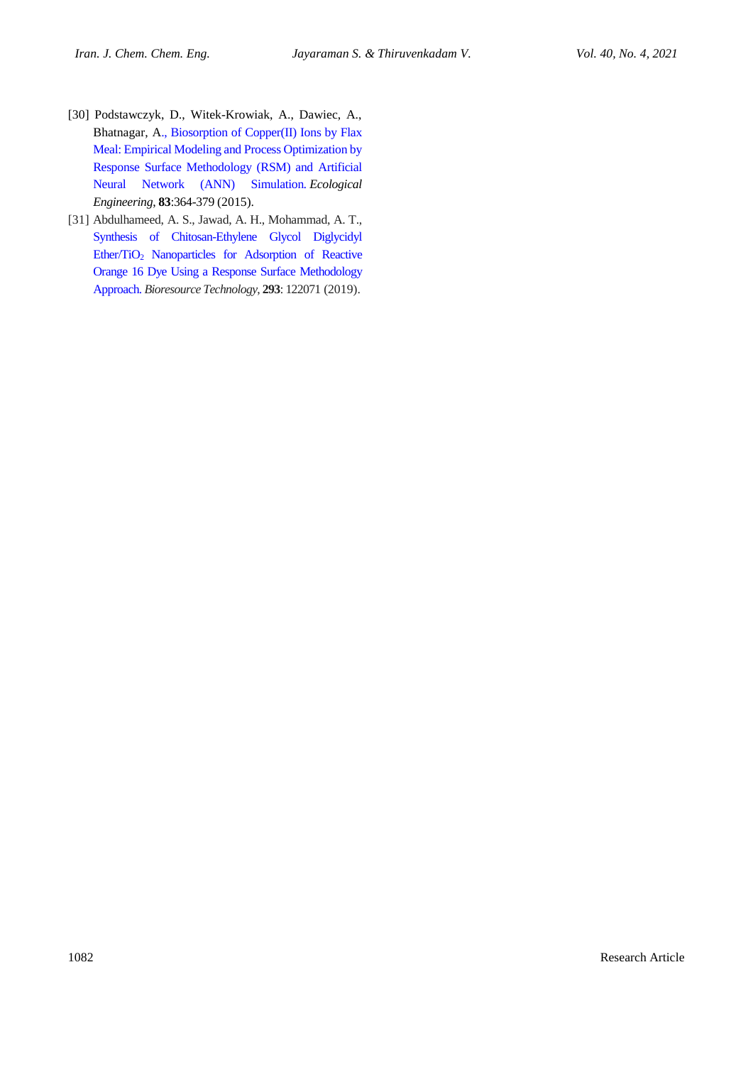[30] Podstawczyk, D., Witek-Krowiak, A., Dawiec, A., Bhatnagar, A., Biosorption of Copper(II) Ions by Flax Meal: Empirical Modeling and Process Optimization by Response Surface Methodology (RSM) and Artificial Neural Network (ANN) Simulation. *Ecological Engineering*, **83**:364-379 (2015).

[31] Abdulhameed, A. S., Jawad, A. H., Mohammad, A. T., Synthesis of Chitosan-Ethylene Glycol Diglycidyl Ether/$TiO_2$ Nanoparticles for Adsorption of Reactive Orange 16 Dye Using a Response Surface Methodology Approach. *Bioresource Technology*, **293**: 122071 (2019).